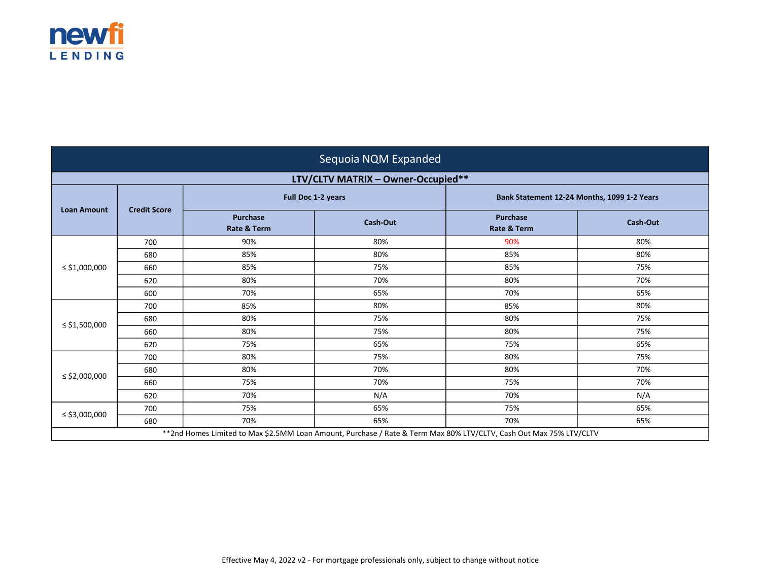newfi LENDING

# Sequoia NQM Expanded

## LTV/CLTV MATRIX – Owner-Occupied**

| Loan Amount | Credit Score | Full Doc 1-2 years | | Bank Statement 12-24 Months, 1099 1-2 Years | |
|---|---|---|---|---|---|
| | | Purchase Rate & Term | Cash-Out | Purchase Rate & Term | Cash-Out |
| ≤ $1,000,000 | 700 | 90% | 80% | 90% | 80% |
| | 680 | 85% | 80% | 85% | 80% |
| | 660 | 85% | 75% | 85% | 75% |
| | 620 | 80% | 70% | 80% | 70% |
| | 600 | 70% | 65% | 70% | 65% |
| ≤ $1,500,000 | 700 | 85% | 80% | 85% | 80% |
| | 680 | 80% | 75% | 80% | 75% |
| | 660 | 80% | 75% | 80% | 75% |
| | 620 | 75% | 65% | 75% | 65% |
| ≤ $2,000,000 | 700 | 80% | 75% | 80% | 75% |
| | 680 | 80% | 70% | 80% | 70% |
| | 660 | 75% | 70% | 75% | 70% |
| | 620 | 70% | N/A | 70% | N/A |
| ≤ $3,000,000 | 700 | 75% | 65% | 75% | 65% |
| | 680 | 70% | 65% | 70% | 65% |

**2nd Homes Limited to Max $2.5MM Loan Amount, Purchase / Rate & Term Max 80% LTV/CLTV, Cash Out Max 75% LTV/CLTV

Effective May 4, 2022 v2 - For mortgage professionals only, subject to change without notice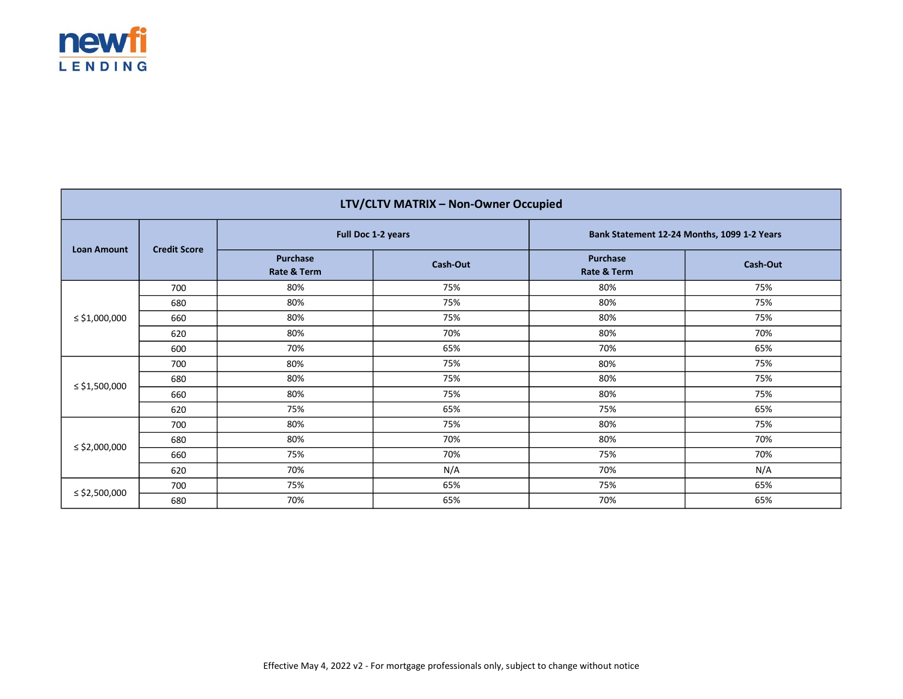| LTV/CLTV MATRIX – Non-Owner Occupied | | | | | |
|---|---|---|---|---|---|
| Loan Amount | Credit Score | Full Doc 1-2 years | | Bank Statement 12-24 Months, 1099 1-2 Years | |
| | | Purchase Rate & Term | Cash-Out | Purchase Rate & Term | Cash-Out |
| ≤ $1,000,000 | 700 | 80% | 75% | 80% | 75% |
| | 680 | 80% | 75% | 80% | 75% |
| | 660 | 80% | 75% | 80% | 75% |
| | 620 | 80% | 70% | 80% | 70% |
| | 600 | 70% | 65% | 70% | 65% |
| ≤ $1,500,000 | 700 | 80% | 75% | 80% | 75% |
| | 680 | 80% | 75% | 80% | 75% |
| | 660 | 80% | 75% | 80% | 75% |
| | 620 | 75% | 65% | 75% | 65% |
| ≤ $2,000,000 | 700 | 80% | 75% | 80% | 75% |
| | 680 | 80% | 70% | 80% | 70% |
| | 660 | 75% | 70% | 75% | 70% |
| | 620 | 70% | N/A | 70% | N/A |
| ≤ $2,500,000 | 700 | 75% | 65% | 75% | 65% |
| | 680 | 70% | 65% | 70% | 65% |

Effective May 4, 2022 v2 - For mortgage professionals only, subject to change without notice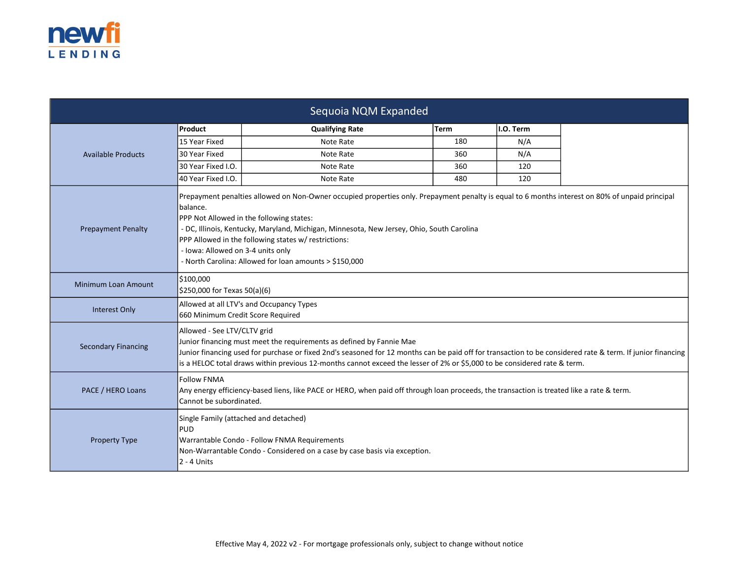# Sequoia NQM Expanded

| | |
|---|---|
| Available Products | <table><tr><th>Product</th><th>Qualifying Rate</th><th>Term</th><th>I.O. Term</th></tr><tr><td>15 Year Fixed</td><td>Note Rate</td><td>180</td><td>N/A</td></tr><tr><td>30 Year Fixed</td><td>Note Rate</td><td>360</td><td>N/A</td></tr><tr><td>30 Year Fixed I.O.</td><td>Note Rate</td><td>360</td><td>120</td></tr><tr><td>40 Year Fixed I.O.</td><td>Note Rate</td><td>480</td><td>120</td></tr></table> |
| Prepayment Penalty | Prepayment penalties allowed on Non-Owner occupied properties only. Prepayment penalty is equal to 6 months interest on 80% of unpaid principal balance.<br>PPP Not Allowed in the following states:<br>- DC, Illinois, Kentucky, Maryland, Michigan, Minnesota, New Jersey, Ohio, South Carolina<br>PPP Allowed in the following states w/ restrictions:<br>- Iowa: Allowed on 3-4 units only<br>- North Carolina: Allowed for loan amounts > $150,000 |
| Minimum Loan Amount | $100,000<br>$250,000 for Texas 50(a)(6) |
| Interest Only | Allowed at all LTV's and Occupancy Types<br>660 Minimum Credit Score Required |
| Secondary Financing | Allowed - See LTV/CLTV grid<br>Junior financing must meet the requirements as defined by Fannie Mae<br>Junior financing used for purchase or fixed 2nd's seasoned for 12 months can be paid off for transaction to be considered rate & term. If junior financing is a HELOC total draws within previous 12-months cannot exceed the lesser of 2% or $5,000 to be considered rate & term. |
| PACE / HERO Loans | Follow FNMA<br>Any energy efficiency-based liens, like PACE or HERO, when paid off through loan proceeds, the transaction is treated like a rate & term.<br>Cannot be subordinated. |
| Property Type | Single Family (attached and detached)<br>PUD<br>Warrantable Condo - Follow FNMA Requirements<br>Non-Warrantable Condo - Considered on a case by case basis via exception.<br>2 - 4 Units |

Effective May 4, 2022 v2 - For mortgage professionals only, subject to change without notice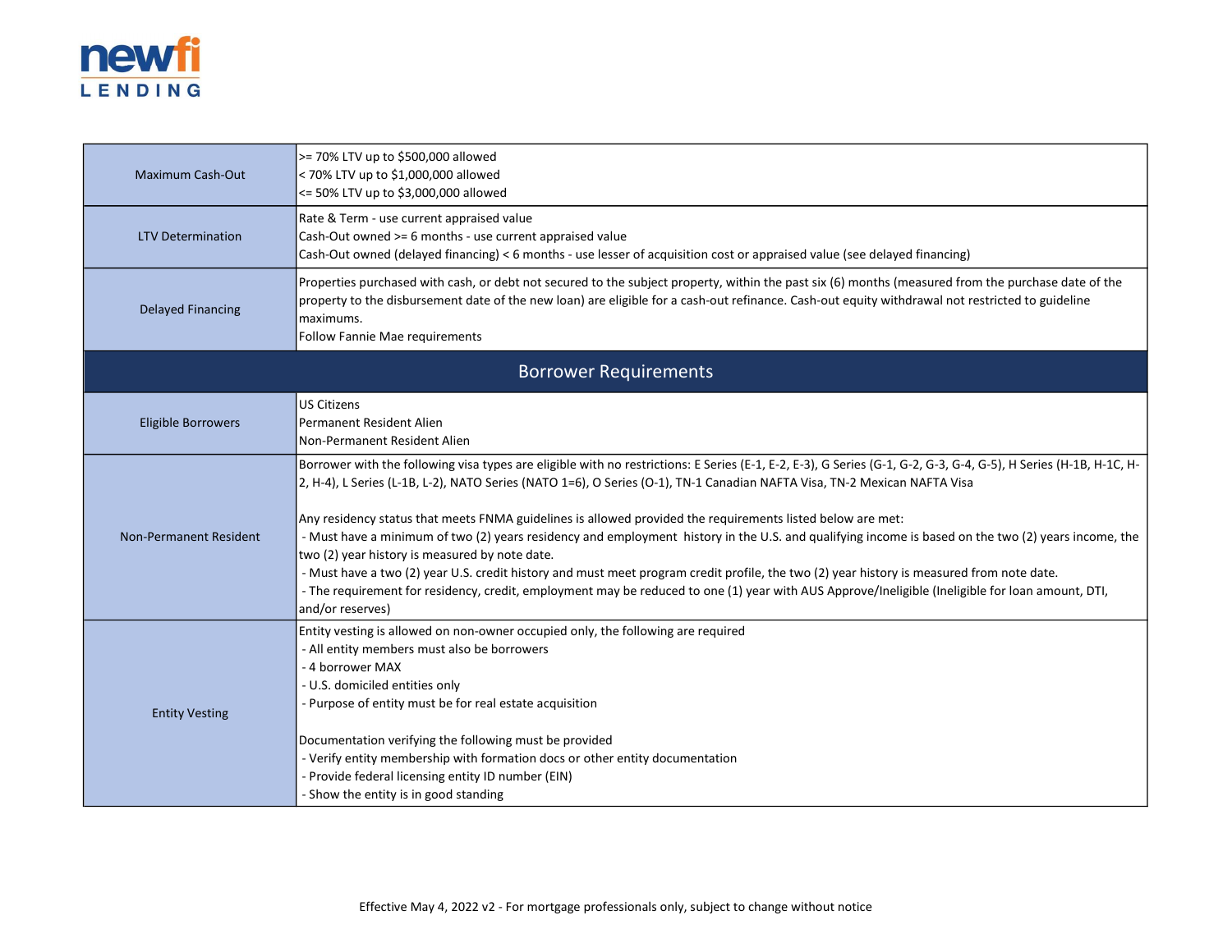| | |
|---|---|
| Maximum Cash-Out | >= 70% LTV up to $500,000 allowed<br>< 70% LTV up to $1,000,000 allowed<br><= 50% LTV up to $3,000,000 allowed |
| LTV Determination | Rate & Term - use current appraised value<br>Cash-Out owned >= 6 months - use current appraised value<br>Cash-Out owned (delayed financing) < 6 months - use lesser of acquisition cost or appraised value (see delayed financing) |
| Delayed Financing | Properties purchased with cash, or debt not secured to the subject property, within the past six (6) months (measured from the purchase date of the property to the disbursement date of the new loan) are eligible for a cash-out refinance. Cash-out equity withdrawal not restricted to guideline maximums.<br>Follow Fannie Mae requirements |
| **Borrower Requirements** | |
| Eligible Borrowers | US Citizens<br>Permanent Resident Alien<br>Non-Permanent Resident Alien |
| Non-Permanent Resident | Borrower with the following visa types are eligible with no restrictions: E Series (E-1, E-2, E-3), G Series (G-1, G-2, G-3, G-4, G-5), H Series (H-1B, H-1C, H-2, H-4), L Series (L-1B, L-2), NATO Series (NATO 1=6), O Series (O-1), TN-1 Canadian NAFTA Visa, TN-2 Mexican NAFTA Visa<br><br>Any residency status that meets FNMA guidelines is allowed provided the requirements listed below are met:<br>- Must have a minimum of two (2) years residency and employment history in the U.S. and qualifying income is based on the two (2) years income, the two (2) year history is measured by note date.<br>- Must have a two (2) year U.S. credit history and must meet program credit profile, the two (2) year history is measured from note date.<br>- The requirement for residency, credit, employment may be reduced to one (1) year with AUS Approve/Ineligible (Ineligible for loan amount, DTI, and/or reserves) |
| Entity Vesting | Entity vesting is allowed on non-owner occupied only, the following are required<br>- All entity members must also be borrowers<br>- 4 borrower MAX<br>- U.S. domiciled entities only<br>- Purpose of entity must be for real estate acquisition<br><br>Documentation verifying the following must be provided<br>- Verify entity membership with formation docs or other entity documentation<br>- Provide federal licensing entity ID number (EIN)<br>- Show the entity is in good standing |

Effective May 4, 2022 v2 - For mortgage professionals only, subject to change without notice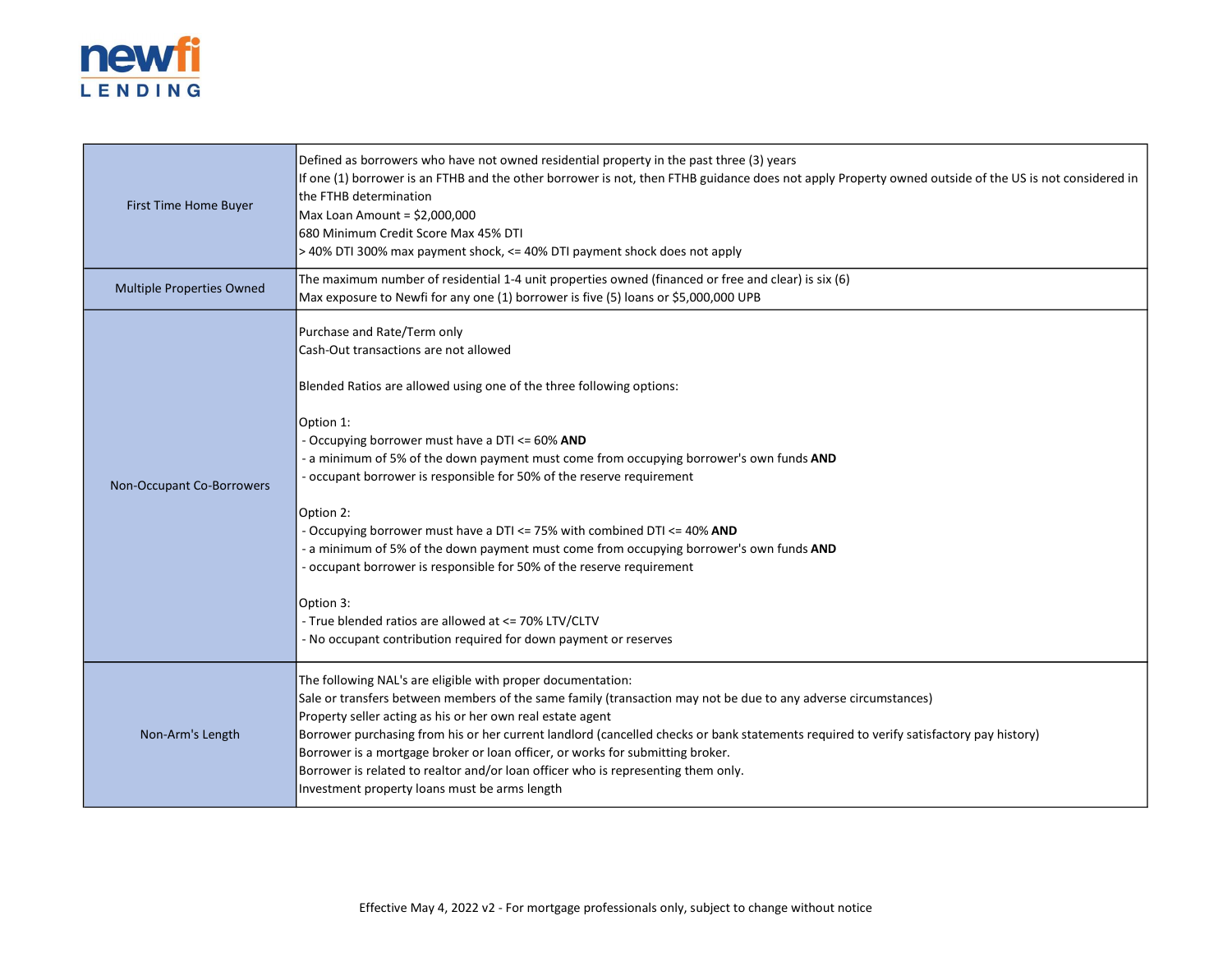| | |
|---|---|
| First Time Home Buyer | Defined as borrowers who have not owned residential property in the past three (3) years<br>If one (1) borrower is an FTHB and the other borrower is not, then FTHB guidance does not apply Property owned outside of the US is not considered in the FTHB determination<br>Max Loan Amount = $2,000,000<br>680 Minimum Credit Score Max 45% DTI<br>> 40% DTI 300% max payment shock, <= 40% DTI payment shock does not apply |
| Multiple Properties Owned | The maximum number of residential 1-4 unit properties owned (financed or free and clear) is six (6)<br>Max exposure to Newfi for any one (1) borrower is five (5) loans or $5,000,000 UPB |
| Non-Occupant Co-Borrowers | Purchase and Rate/Term only<br>Cash-Out transactions are not allowed<br><br>Blended Ratios are allowed using one of the three following options:<br><br>Option 1:<br>- Occupying borrower must have a DTI <= 60% **AND**<br>- a minimum of 5% of the down payment must come from occupying borrower's own funds **AND**<br>- occupant borrower is responsible for 50% of the reserve requirement<br><br>Option 2:<br>- Occupying borrower must have a DTI <= 75% with combined DTI <= 40% **AND**<br>- a minimum of 5% of the down payment must come from occupying borrower's own funds **AND**<br>- occupant borrower is responsible for 50% of the reserve requirement<br><br>Option 3:<br>- True blended ratios are allowed at <= 70% LTV/CLTV<br>- No occupant contribution required for down payment or reserves |
| Non-Arm's Length | The following NAL's are eligible with proper documentation:<br>Sale or transfers between members of the same family (transaction may not be due to any adverse circumstances)<br>Property seller acting as his or her own real estate agent<br>Borrower purchasing from his or her current landlord (cancelled checks or bank statements required to verify satisfactory pay history)<br>Borrower is a mortgage broker or loan officer, or works for submitting broker.<br>Borrower is related to realtor and/or loan officer who is representing them only.<br>Investment property loans must be arms length |

Effective May 4, 2022 v2 - For mortgage professionals only, subject to change without notice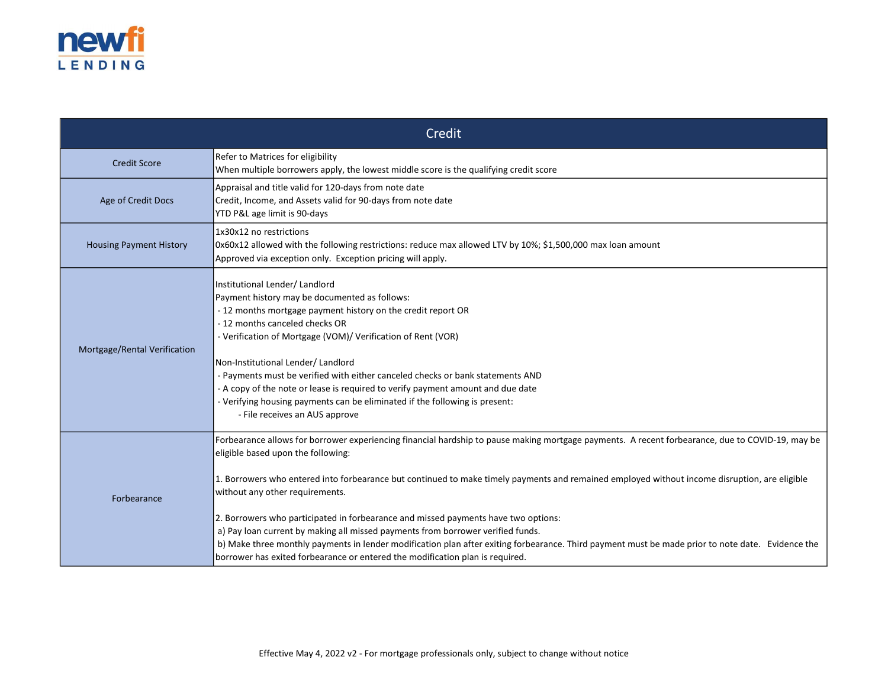| Credit | |
|---|---|
| Credit Score | Refer to Matrices for eligibility<br>When multiple borrowers apply, the lowest middle score is the qualifying credit score |
| Age of Credit Docs | Appraisal and title valid for 120-days from note date<br>Credit, Income, and Assets valid for 90-days from note date<br>YTD P&L age limit is 90-days |
| Housing Payment History | 1x30x12 no restrictions<br>0x60x12 allowed with the following restrictions: reduce max allowed LTV by 10%; $1,500,000 max loan amount<br>Approved via exception only. Exception pricing will apply. |
| Mortgage/Rental Verification | Institutional Lender/ Landlord<br>Payment history may be documented as follows:<br>- 12 months mortgage payment history on the credit report OR<br>- 12 months canceled checks OR<br>- Verification of Mortgage (VOM)/ Verification of Rent (VOR)<br><br>Non-Institutional Lender/ Landlord<br>- Payments must be verified with either canceled checks or bank statements AND<br>- A copy of the note or lease is required to verify payment amount and due date<br>- Verifying housing payments can be eliminated if the following is present:<br>&nbsp;&nbsp;&nbsp;&nbsp;- File receives an AUS approve |
| Forbearance | Forbearance allows for borrower experiencing financial hardship to pause making mortgage payments. A recent forbearance, due to COVID-19, may be eligible based upon the following:<br><br>1. Borrowers who entered into forbearance but continued to make timely payments and remained employed without income disruption, are eligible without any other requirements.<br><br>2. Borrowers who participated in forbearance and missed payments have two options:<br>a) Pay loan current by making all missed payments from borrower verified funds.<br>b) Make three monthly payments in lender modification plan after exiting forbearance. Third payment must be made prior to note date. Evidence the borrower has exited forbearance or entered the modification plan is required. |

Effective May 4, 2022 v2 - For mortgage professionals only, subject to change without notice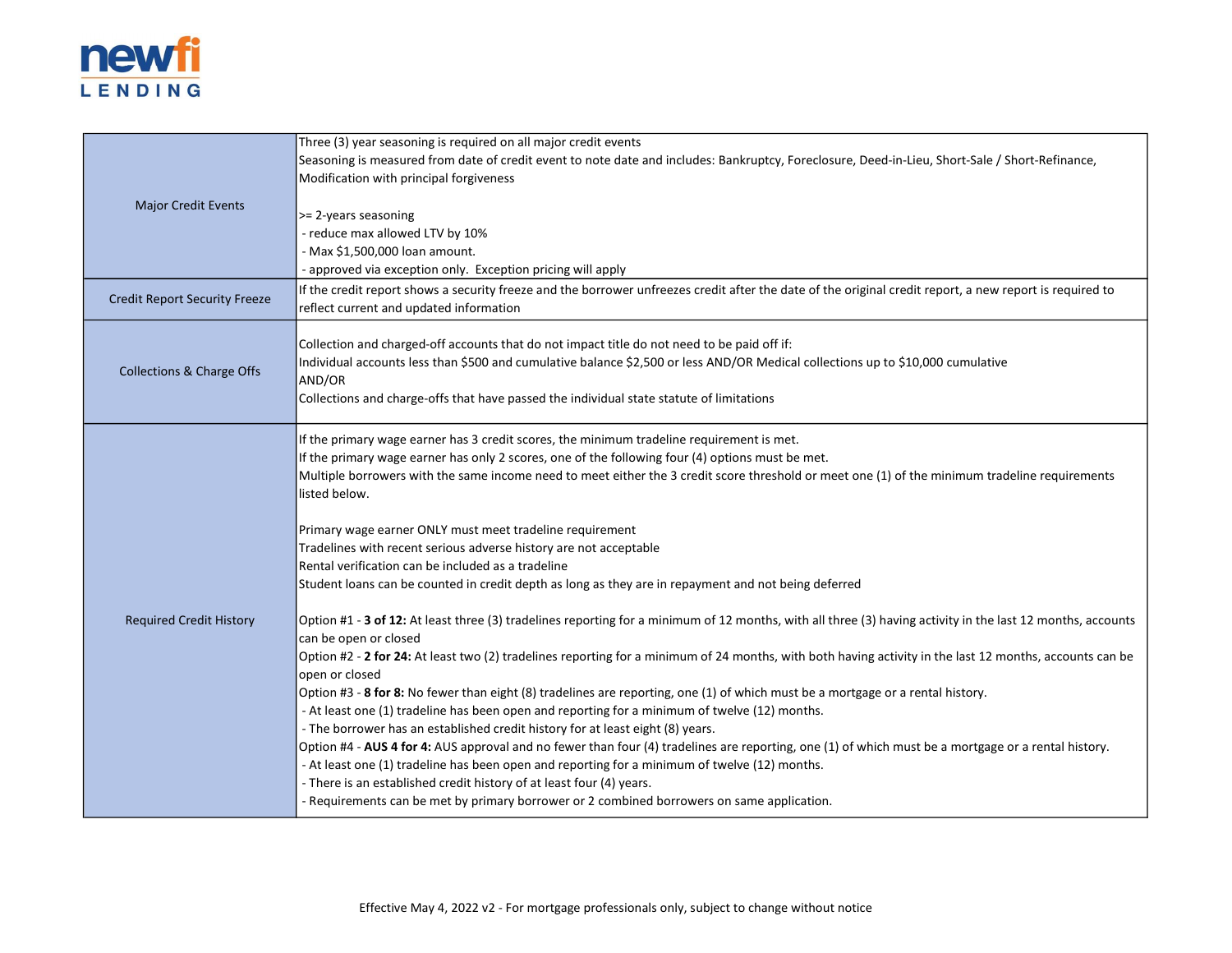| | |
|---|---|
| Major Credit Events | Three (3) year seasoning is required on all major credit events<br>Seasoning is measured from date of credit event to note date and includes: Bankruptcy, Foreclosure, Deed-in-Lieu, Short-Sale / Short-Refinance, Modification with principal forgiveness<br><br>>= 2-years seasoning<br>- reduce max allowed LTV by 10%<br>- Max $1,500,000 loan amount.<br>- approved via exception only. Exception pricing will apply |
| Credit Report Security Freeze | If the credit report shows a security freeze and the borrower unfreezes credit after the date of the original credit report, a new report is required to reflect current and updated information |
| Collections & Charge Offs | Collection and charged-off accounts that do not impact title do not need to be paid off if:<br>Individual accounts less than $500 and cumulative balance $2,500 or less AND/OR Medical collections up to $10,000 cumulative<br>AND/OR<br>Collections and charge-offs that have passed the individual state statute of limitations |
| Required Credit History | If the primary wage earner has 3 credit scores, the minimum tradeline requirement is met.<br>If the primary wage earner has only 2 scores, one of the following four (4) options must be met.<br>Multiple borrowers with the same income need to meet either the 3 credit score threshold or meet one (1) of the minimum tradeline requirements listed below.<br><br>Primary wage earner ONLY must meet tradeline requirement<br>Tradelines with recent serious adverse history are not acceptable<br>Rental verification can be included as a tradeline<br>Student loans can be counted in credit depth as long as they are in repayment and not being deferred<br><br>Option #1 - **3 of 12:** At least three (3) tradelines reporting for a minimum of 12 months, with all three (3) having activity in the last 12 months, accounts can be open or closed<br>Option #2 - **2 for 24:** At least two (2) tradelines reporting for a minimum of 24 months, with both having activity in the last 12 months, accounts can be open or closed<br>Option #3 - **8 for 8:** No fewer than eight (8) tradelines are reporting, one (1) of which must be a mortgage or a rental history.<br>- At least one (1) tradeline has been open and reporting for a minimum of twelve (12) months.<br>- The borrower has an established credit history for at least eight (8) years.<br>Option #4 - **AUS 4 for 4:** AUS approval and no fewer than four (4) tradelines are reporting, one (1) of which must be a mortgage or a rental history.<br>- At least one (1) tradeline has been open and reporting for a minimum of twelve (12) months.<br>- There is an established credit history of at least four (4) years.<br>- Requirements can be met by primary borrower or 2 combined borrowers on same application. |

Effective May 4, 2022 v2 - For mortgage professionals only, subject to change without notice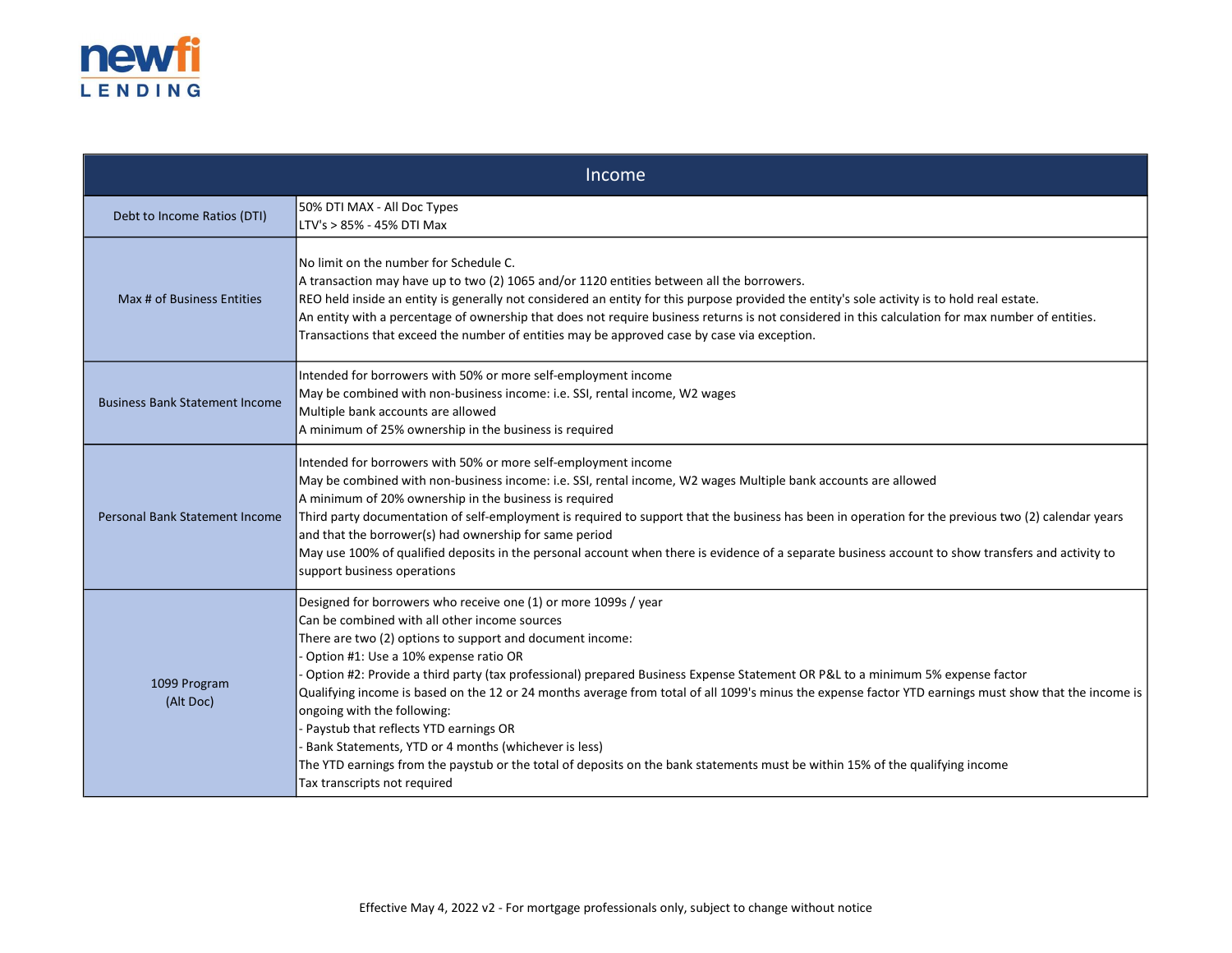| Income | |
|---|---|
| Debt to Income Ratios (DTI) | 50% DTI MAX - All Doc Types<br>LTV's > 85% - 45% DTI Max |
| Max # of Business Entities | No limit on the number for Schedule C.<br>A transaction may have up to two (2) 1065 and/or 1120 entities between all the borrowers.<br>REO held inside an entity is generally not considered an entity for this purpose provided the entity's sole activity is to hold real estate.<br>An entity with a percentage of ownership that does not require business returns is not considered in this calculation for max number of entities.<br>Transactions that exceed the number of entities may be approved case by case via exception. |
| Business Bank Statement Income | Intended for borrowers with 50% or more self-employment income<br>May be combined with non-business income: i.e. SSI, rental income, W2 wages<br>Multiple bank accounts are allowed<br>A minimum of 25% ownership in the business is required |
| Personal Bank Statement Income | Intended for borrowers with 50% or more self-employment income<br>May be combined with non-business income: i.e. SSI, rental income, W2 wages Multiple bank accounts are allowed<br>A minimum of 20% ownership in the business is required<br>Third party documentation of self-employment is required to support that the business has been in operation for the previous two (2) calendar years and that the borrower(s) had ownership for same period<br>May use 100% of qualified deposits in the personal account when there is evidence of a separate business account to show transfers and activity to support business operations |
| 1099 Program (Alt Doc) | Designed for borrowers who receive one (1) or more 1099s / year<br>Can be combined with all other income sources<br>There are two (2) options to support and document income:<br>- Option #1: Use a 10% expense ratio OR<br>- Option #2: Provide a third party (tax professional) prepared Business Expense Statement OR P&L to a minimum 5% expense factor<br>Qualifying income is based on the 12 or 24 months average from total of all 1099's minus the expense factor YTD earnings must show that the income is ongoing with the following:<br>- Paystub that reflects YTD earnings OR<br>- Bank Statements, YTD or 4 months (whichever is less)<br>The YTD earnings from the paystub or the total of deposits on the bank statements must be within 15% of the qualifying income<br>Tax transcripts not required |

Effective May 4, 2022 v2 - For mortgage professionals only, subject to change without notice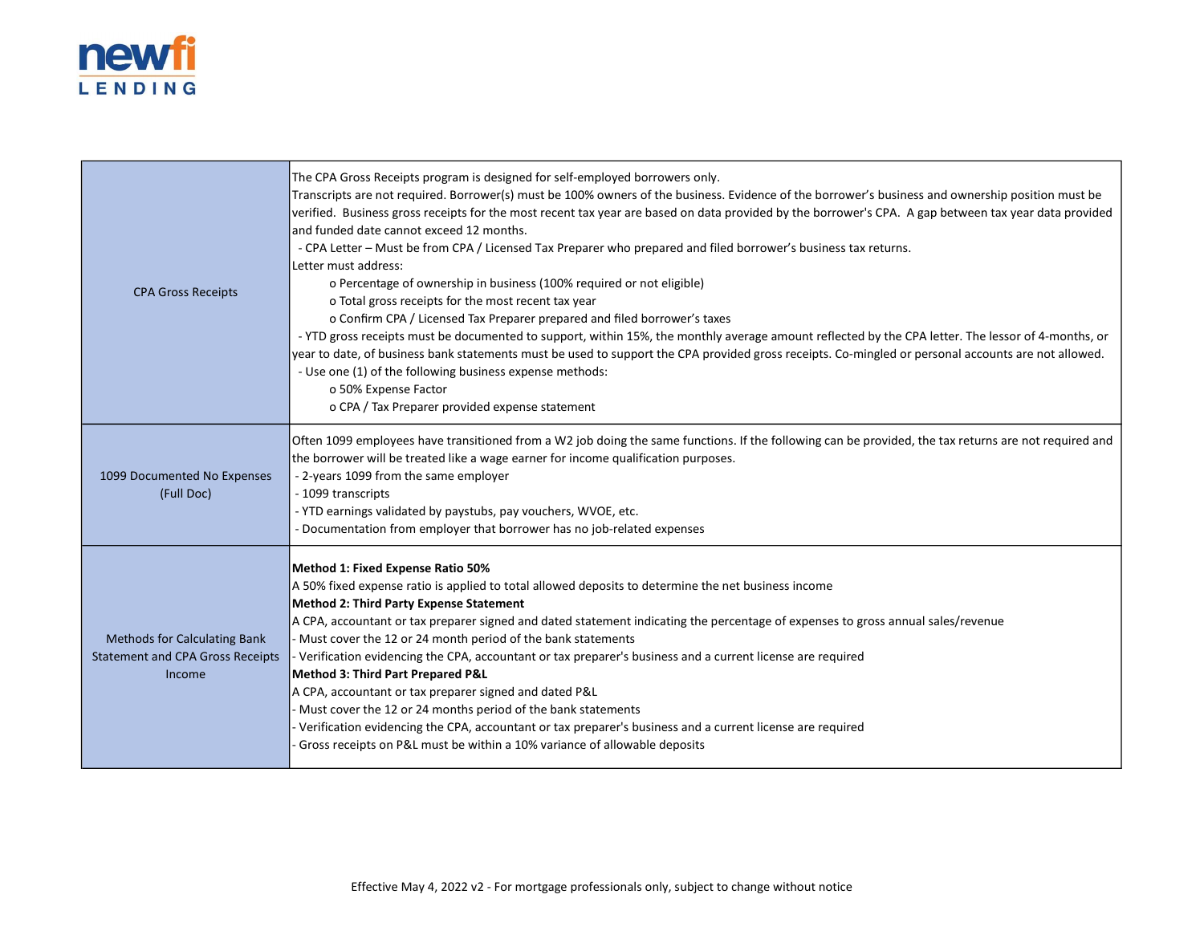| | |
|---|---|
| CPA Gross Receipts | The CPA Gross Receipts program is designed for self-employed borrowers only.<br>Transcripts are not required. Borrower(s) must be 100% owners of the business. Evidence of the borrower's business and ownership position must be verified. Business gross receipts for the most recent tax year are based on data provided by the borrower's CPA. A gap between tax year data provided and funded date cannot exceed 12 months.<br>- CPA Letter – Must be from CPA / Licensed Tax Preparer who prepared and filed borrower's business tax returns.<br>Letter must address:<br>o Percentage of ownership in business (100% required or not eligible)<br>o Total gross receipts for the most recent tax year<br>o Confirm CPA / Licensed Tax Preparer prepared and filed borrower's taxes<br>- YTD gross receipts must be documented to support, within 15%, the monthly average amount reflected by the CPA letter. The lessor of 4-months, or year to date, of business bank statements must be used to support the CPA provided gross receipts. Co-mingled or personal accounts are not allowed.<br>- Use one (1) of the following business expense methods:<br>o 50% Expense Factor<br>o CPA / Tax Preparer provided expense statement |
| 1099 Documented No Expenses (Full Doc) | Often 1099 employees have transitioned from a W2 job doing the same functions. If the following can be provided, the tax returns are not required and the borrower will be treated like a wage earner for income qualification purposes.<br>- 2-years 1099 from the same employer<br>- 1099 transcripts<br>- YTD earnings validated by paystubs, pay vouchers, WVOE, etc.<br>- Documentation from employer that borrower has no job-related expenses |
| Methods for Calculating Bank Statement and CPA Gross Receipts Income | **Method 1: Fixed Expense Ratio 50%**<br>A 50% fixed expense ratio is applied to total allowed deposits to determine the net business income<br>**Method 2: Third Party Expense Statement**<br>A CPA, accountant or tax preparer signed and dated statement indicating the percentage of expenses to gross annual sales/revenue<br>- Must cover the 12 or 24 month period of the bank statements<br>- Verification evidencing the CPA, accountant or tax preparer's business and a current license are required<br>**Method 3: Third Part Prepared P&L**<br>A CPA, accountant or tax preparer signed and dated P&L<br>- Must cover the 12 or 24 months period of the bank statements<br>- Verification evidencing the CPA, accountant or tax preparer's business and a current license are required<br>- Gross receipts on P&L must be within a 10% variance of allowable deposits |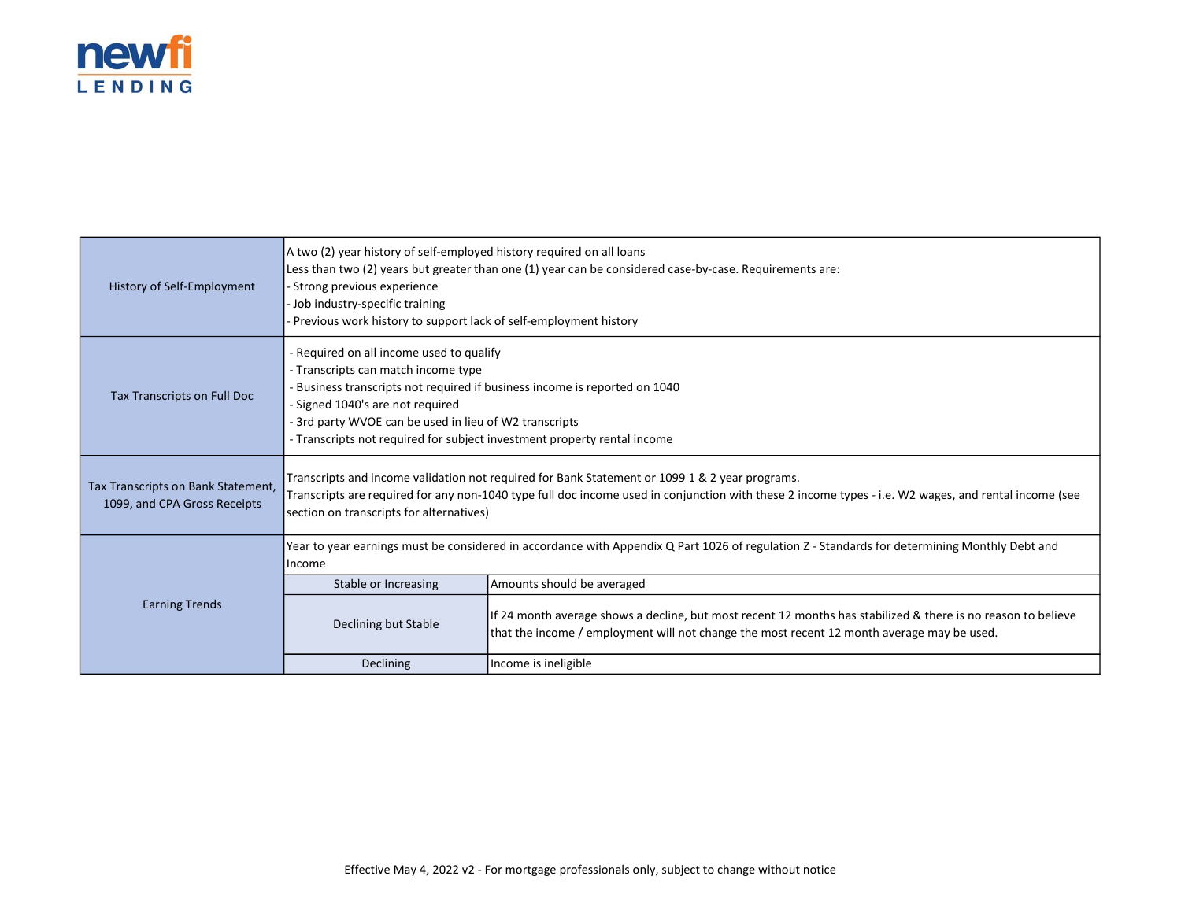| | | |
|---|---|---|
| History of Self-Employment | A two (2) year history of self-employed history required on all loans<br>Less than two (2) years but greater than one (1) year can be considered case-by-case. Requirements are:<br>- Strong previous experience<br>- Job industry-specific training<br>- Previous work history to support lack of self-employment history | |
| Tax Transcripts on Full Doc | - Required on all income used to qualify<br>- Transcripts can match income type<br>- Business transcripts not required if business income is reported on 1040<br>- Signed 1040's are not required<br>- 3rd party WVOE can be used in lieu of W2 transcripts<br>- Transcripts not required for subject investment property rental income | |
| Tax Transcripts on Bank Statement, 1099, and CPA Gross Receipts | Transcripts and income validation not required for Bank Statement or 1099 1 & 2 year programs.<br>Transcripts are required for any non-1040 type full doc income used in conjunction with these 2 income types - i.e. W2 wages, and rental income (see section on transcripts for alternatives) | |
| Earning Trends | Year to year earnings must be considered in accordance with Appendix Q Part 1026 of regulation Z - Standards for determining Monthly Debt and Income | |
| | Stable or Increasing | Amounts should be averaged |
| | Declining but Stable | If 24 month average shows a decline, but most recent 12 months has stabilized & there is no reason to believe that the income / employment will not change the most recent 12 month average may be used. |
| | Declining | Income is ineligible |

Effective May 4, 2022 v2 - For mortgage professionals only, subject to change without notice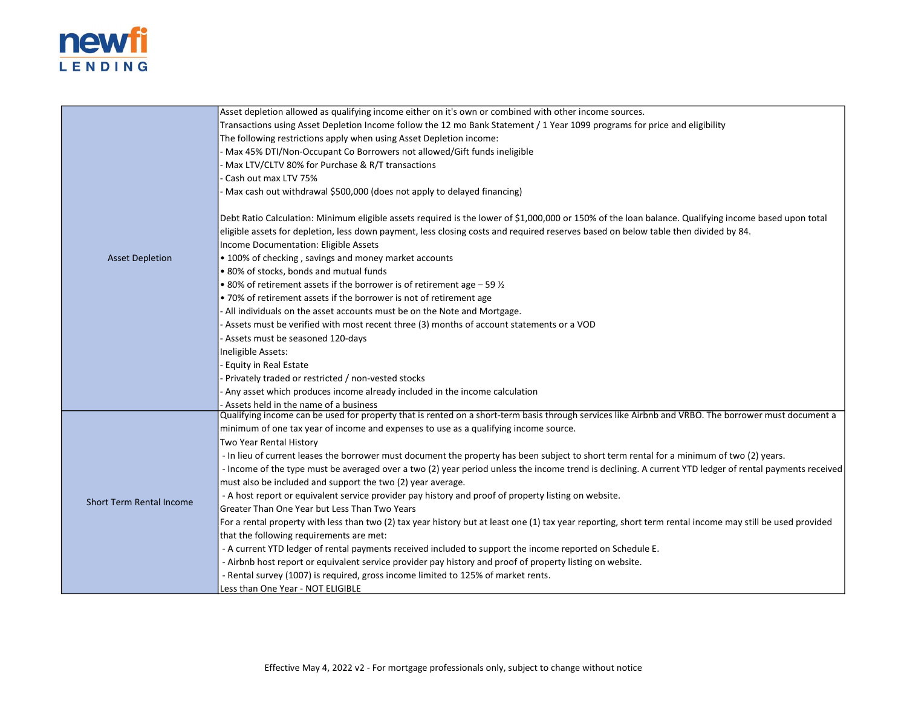| | |
|---|---|
| Asset Depletion | Asset depletion allowed as qualifying income either on it's own or combined with other income sources.<br>Transactions using Asset Depletion Income follow the 12 mo Bank Statement / 1 Year 1099 programs for price and eligibility<br>The following restrictions apply when using Asset Depletion income:<br>- Max 45% DTI/Non-Occupant Co Borrowers not allowed/Gift funds ineligible<br>- Max LTV/CLTV 80% for Purchase & R/T transactions<br>- Cash out max LTV 75%<br>- Max cash out withdrawal $500,000 (does not apply to delayed financing)<br><br>Debt Ratio Calculation: Minimum eligible assets required is the lower of $1,000,000 or 150% of the loan balance. Qualifying income based upon total eligible assets for depletion, less down payment, less closing costs and required reserves based on below table then divided by 84.<br>Income Documentation: Eligible Assets<br>• 100% of checking , savings and money market accounts<br>• 80% of stocks, bonds and mutual funds<br>• 80% of retirement assets if the borrower is of retirement age – 59 ½<br>• 70% of retirement assets if the borrower is not of retirement age<br>- All individuals on the asset accounts must be on the Note and Mortgage.<br>- Assets must be verified with most recent three (3) months of account statements or a VOD<br>- Assets must be seasoned 120-days<br>Ineligible Assets:<br>- Equity in Real Estate<br>- Privately traded or restricted / non-vested stocks<br>- Any asset which produces income already included in the income calculation<br>- Assets held in the name of a business |
| Short Term Rental Income | Qualifying income can be used for property that is rented on a short-term basis through services like Airbnb and VRBO. The borrower must document a minimum of one tax year of income and expenses to use as a qualifying income source.<br>Two Year Rental History<br>- In lieu of current leases the borrower must document the property has been subject to short term rental for a minimum of two (2) years.<br>- Income of the type must be averaged over a two (2) year period unless the income trend is declining. A current YTD ledger of rental payments received must also be included and support the two (2) year average.<br>- A host report or equivalent service provider pay history and proof of property listing on website.<br>Greater Than One Year but Less Than Two Years<br>For a rental property with less than two (2) tax year history but at least one (1) tax year reporting, short term rental income may still be used provided that the following requirements are met:<br>- A current YTD ledger of rental payments received included to support the income reported on Schedule E.<br>- Airbnb host report or equivalent service provider pay history and proof of property listing on website.<br>- Rental survey (1007) is required, gross income limited to 125% of market rents.<br>Less than One Year - NOT ELIGIBLE |

Effective May 4, 2022 v2 - For mortgage professionals only, subject to change without notice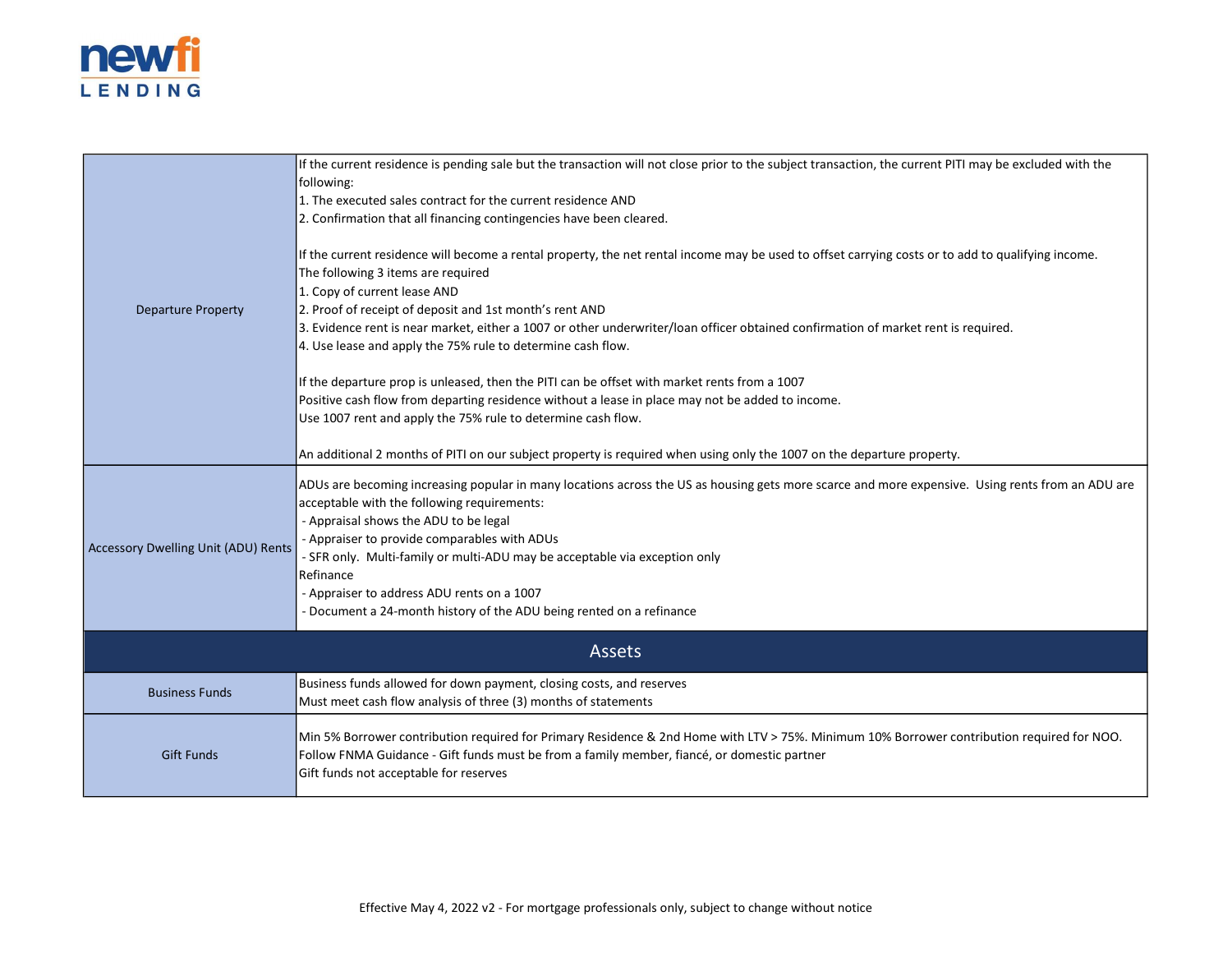| | |
|---|---|
| Departure Property | If the current residence is pending sale but the transaction will not close prior to the subject transaction, the current PITI may be excluded with the following:<br>1. The executed sales contract for the current residence AND<br>2. Confirmation that all financing contingencies have been cleared.<br><br>If the current residence will become a rental property, the net rental income may be used to offset carrying costs or to add to qualifying income.<br>The following 3 items are required<br>1. Copy of current lease AND<br>2. Proof of receipt of deposit and 1st month's rent AND<br>3. Evidence rent is near market, either a 1007 or other underwriter/loan officer obtained confirmation of market rent is required.<br>4. Use lease and apply the 75% rule to determine cash flow.<br><br>If the departure prop is unleased, then the PITI can be offset with market rents from a 1007<br>Positive cash flow from departing residence without a lease in place may not be added to income.<br>Use 1007 rent and apply the 75% rule to determine cash flow.<br><br>An additional 2 months of PITI on our subject property is required when using only the 1007 on the departure property. |
| Accessory Dwelling Unit (ADU) Rents | ADUs are becoming increasing popular in many locations across the US as housing gets more scarce and more expensive. Using rents from an ADU are acceptable with the following requirements:<br>- Appraisal shows the ADU to be legal<br>- Appraiser to provide comparables with ADUs<br>- SFR only. Multi-family or multi-ADU may be acceptable via exception only<br>Refinance<br>- Appraiser to address ADU rents on a 1007<br>- Document a 24-month history of the ADU being rented on a refinance |
| **Assets** | |
| Business Funds | Business funds allowed for down payment, closing costs, and reserves<br>Must meet cash flow analysis of three (3) months of statements |
| Gift Funds | Min 5% Borrower contribution required for Primary Residence & 2nd Home with LTV > 75%. Minimum 10% Borrower contribution required for NOO.<br>Follow FNMA Guidance - Gift funds must be from a family member, fiancé, or domestic partner<br>Gift funds not acceptable for reserves |

Effective May 4, 2022 v2 - For mortgage professionals only, subject to change without notice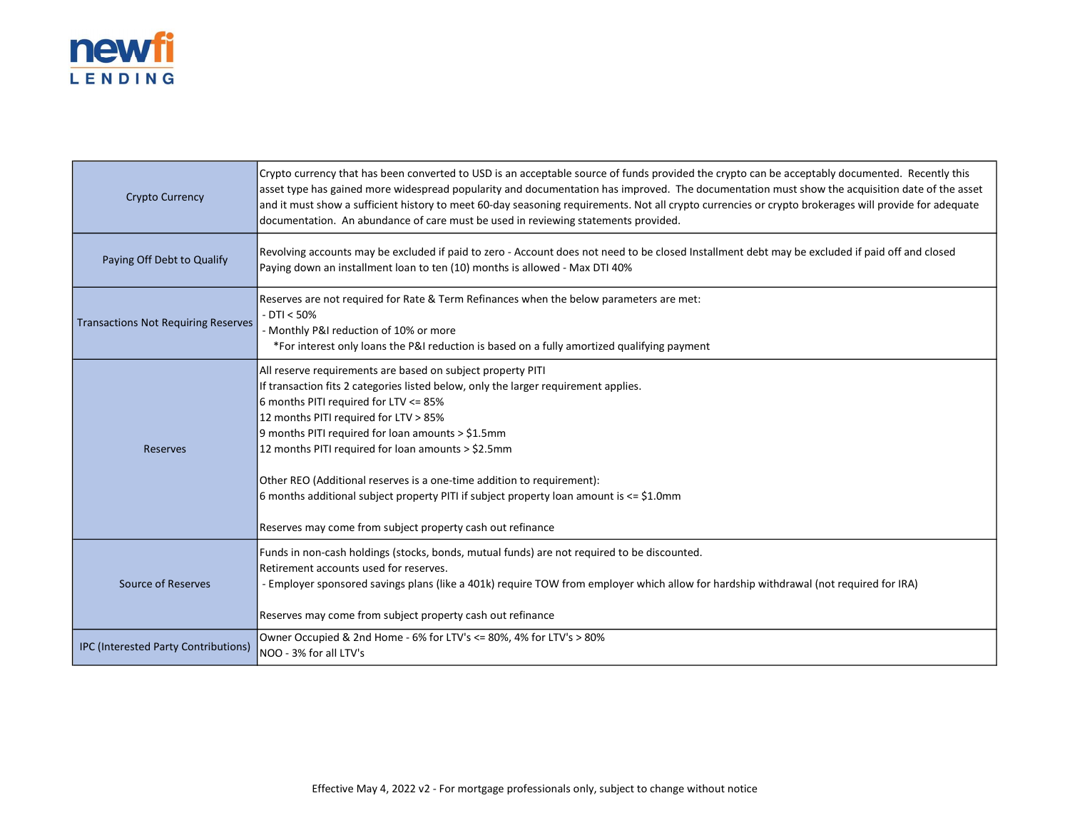| | |
|---|---|
| Crypto Currency | Crypto currency that has been converted to USD is an acceptable source of funds provided the crypto can be acceptably documented. Recently this asset type has gained more widespread popularity and documentation has improved. The documentation must show the acquisition date of the asset and it must show a sufficient history to meet 60-day seasoning requirements. Not all crypto currencies or crypto brokerages will provide for adequate documentation. An abundance of care must be used in reviewing statements provided. |
| Paying Off Debt to Qualify | Revolving accounts may be excluded if paid to zero - Account does not need to be closed Installment debt may be excluded if paid off and closed<br>Paying down an installment loan to ten (10) months is allowed - Max DTI 40% |
| Transactions Not Requiring Reserves | Reserves are not required for Rate & Term Refinances when the below parameters are met:<br>- DTI < 50%<br>- Monthly P&I reduction of 10% or more<br>*For interest only loans the P&I reduction is based on a fully amortized qualifying payment |
| Reserves | All reserve requirements are based on subject property PITI<br>If transaction fits 2 categories listed below, only the larger requirement applies.<br>6 months PITI required for LTV <= 85%<br>12 months PITI required for LTV > 85%<br>9 months PITI required for loan amounts > $1.5mm<br>12 months PITI required for loan amounts > $2.5mm<br><br>Other REO (Additional reserves is a one-time addition to requirement):<br>6 months additional subject property PITI if subject property loan amount is <= $1.0mm<br><br>Reserves may come from subject property cash out refinance |
| Source of Reserves | Funds in non-cash holdings (stocks, bonds, mutual funds) are not required to be discounted.<br>Retirement accounts used for reserves.<br>- Employer sponsored savings plans (like a 401k) require TOW from employer which allow for hardship withdrawal (not required for IRA)<br><br>Reserves may come from subject property cash out refinance |
| IPC (Interested Party Contributions) | Owner Occupied & 2nd Home - 6% for LTV's <= 80%, 4% for LTV's > 80%<br>NOO - 3% for all LTV's |

Effective May 4, 2022 v2 - For mortgage professionals only, subject to change without notice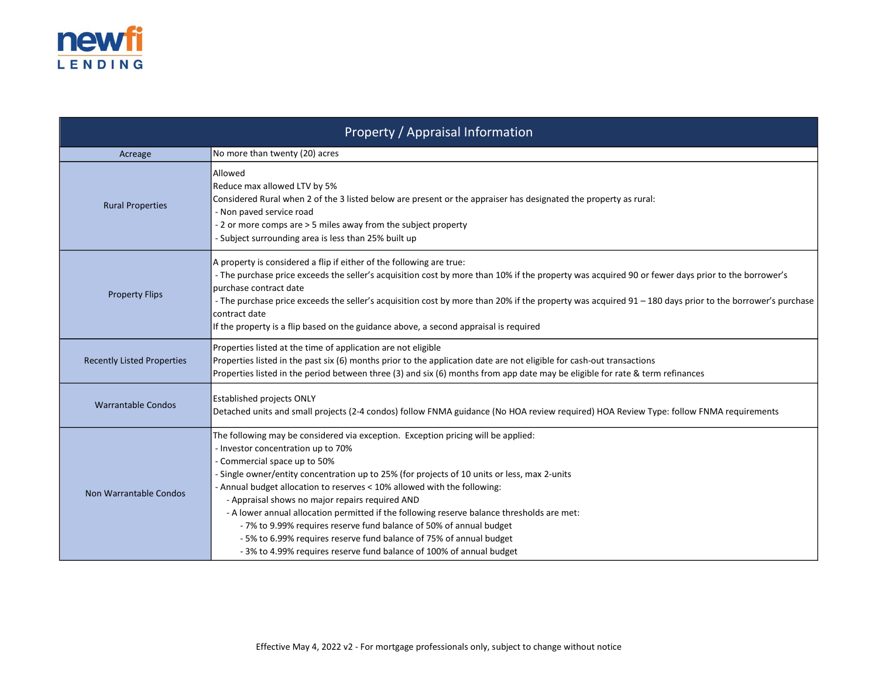newfi LENDING

| Property / Appraisal Information | |
|---|---|
| Acreage | No more than twenty (20) acres |
| Rural Properties | Allowed<br>Reduce max allowed LTV by 5%<br>Considered Rural when 2 of the 3 listed below are present or the appraiser has designated the property as rural:<br>- Non paved service road<br>- 2 or more comps are > 5 miles away from the subject property<br>- Subject surrounding area is less than 25% built up |
| Property Flips | A property is considered a flip if either of the following are true:<br>- The purchase price exceeds the seller's acquisition cost by more than 10% if the property was acquired 90 or fewer days prior to the borrower's purchase contract date<br>- The purchase price exceeds the seller's acquisition cost by more than 20% if the property was acquired 91 – 180 days prior to the borrower's purchase contract date<br>If the property is a flip based on the guidance above, a second appraisal is required |
| Recently Listed Properties | Properties listed at the time of application are not eligible<br>Properties listed in the past six (6) months prior to the application date are not eligible for cash-out transactions<br>Properties listed in the period between three (3) and six (6) months from app date may be eligible for rate & term refinances |
| Warrantable Condos | Established projects ONLY<br>Detached units and small projects (2-4 condos) follow FNMA guidance (No HOA review required) HOA Review Type: follow FNMA requirements |
| Non Warrantable Condos | The following may be considered via exception. Exception pricing will be applied:<br>- Investor concentration up to 70%<br>- Commercial space up to 50%<br>- Single owner/entity concentration up to 25% (for projects of 10 units or less, max 2-units<br>- Annual budget allocation to reserves < 10% allowed with the following:<br>&nbsp;&nbsp;&nbsp;&nbsp;- Appraisal shows no major repairs required AND<br>&nbsp;&nbsp;&nbsp;&nbsp;- A lower annual allocation permitted if the following reserve balance thresholds are met:<br>&nbsp;&nbsp;&nbsp;&nbsp;&nbsp;&nbsp;&nbsp;&nbsp;- 7% to 9.99% requires reserve fund balance of 50% of annual budget<br>&nbsp;&nbsp;&nbsp;&nbsp;&nbsp;&nbsp;&nbsp;&nbsp;- 5% to 6.99% requires reserve fund balance of 75% of annual budget<br>&nbsp;&nbsp;&nbsp;&nbsp;&nbsp;&nbsp;&nbsp;&nbsp;- 3% to 4.99% requires reserve fund balance of 100% of annual budget |

Effective May 4, 2022 v2 - For mortgage professionals only, subject to change without notice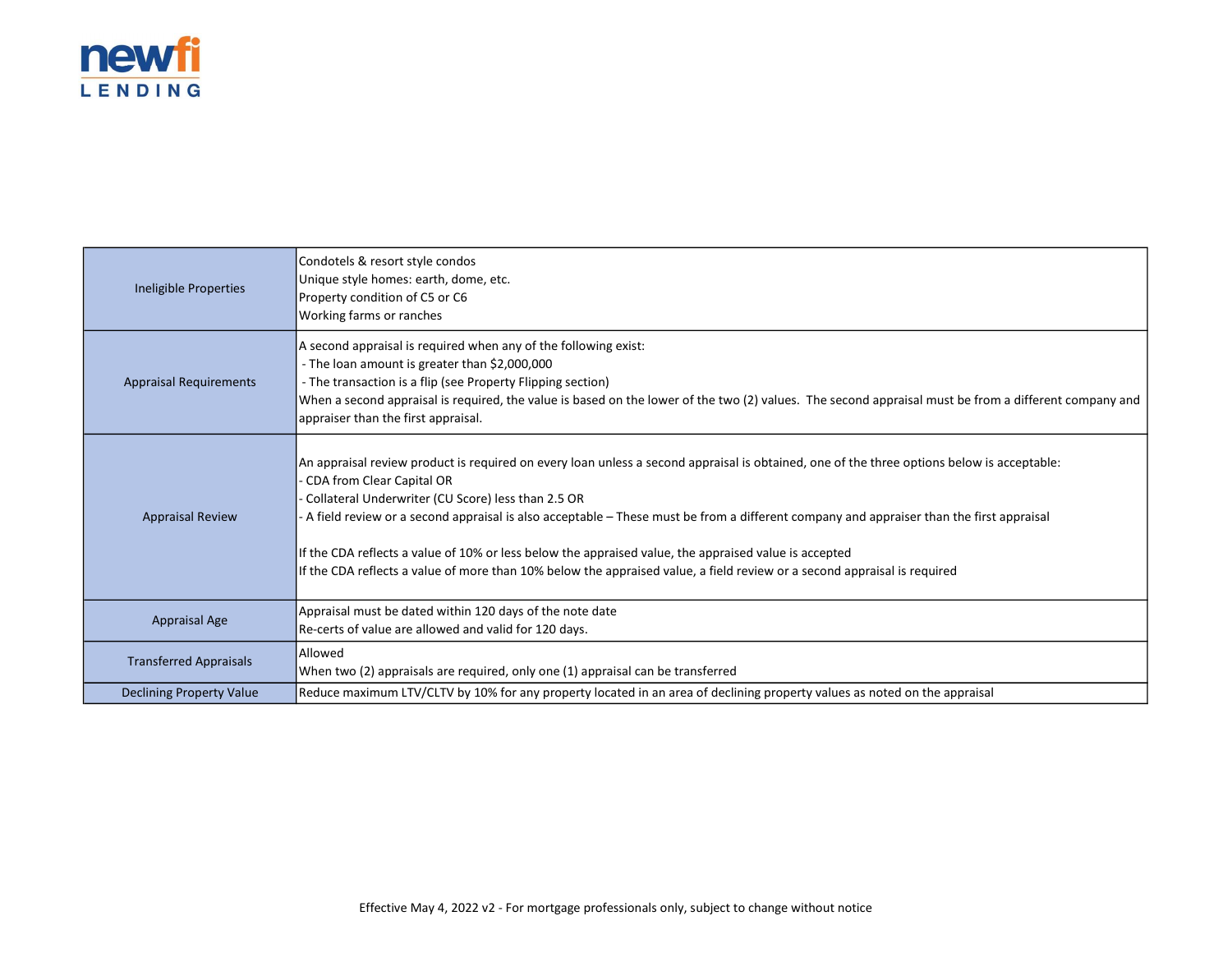| | |
|---|---|
| Ineligible Properties | Condotels & resort style condos<br>Unique style homes: earth, dome, etc.<br>Property condition of C5 or C6<br>Working farms or ranches |
| Appraisal Requirements | A second appraisal is required when any of the following exist:<br>- The loan amount is greater than $2,000,000<br>- The transaction is a flip (see Property Flipping section)<br>When a second appraisal is required, the value is based on the lower of the two (2) values. The second appraisal must be from a different company and appraiser than the first appraisal. |
| Appraisal Review | An appraisal review product is required on every loan unless a second appraisal is obtained, one of the three options below is acceptable:<br>- CDA from Clear Capital OR<br>- Collateral Underwriter (CU Score) less than 2.5 OR<br>- A field review or a second appraisal is also acceptable – These must be from a different company and appraiser than the first appraisal<br><br>If the CDA reflects a value of 10% or less below the appraised value, the appraised value is accepted<br>If the CDA reflects a value of more than 10% below the appraised value, a field review or a second appraisal is required |
| Appraisal Age | Appraisal must be dated within 120 days of the note date<br>Re-certs of value are allowed and valid for 120 days. |
| Transferred Appraisals | Allowed<br>When two (2) appraisals are required, only one (1) appraisal can be transferred |
| Declining Property Value | Reduce maximum LTV/CLTV by 10% for any property located in an area of declining property values as noted on the appraisal |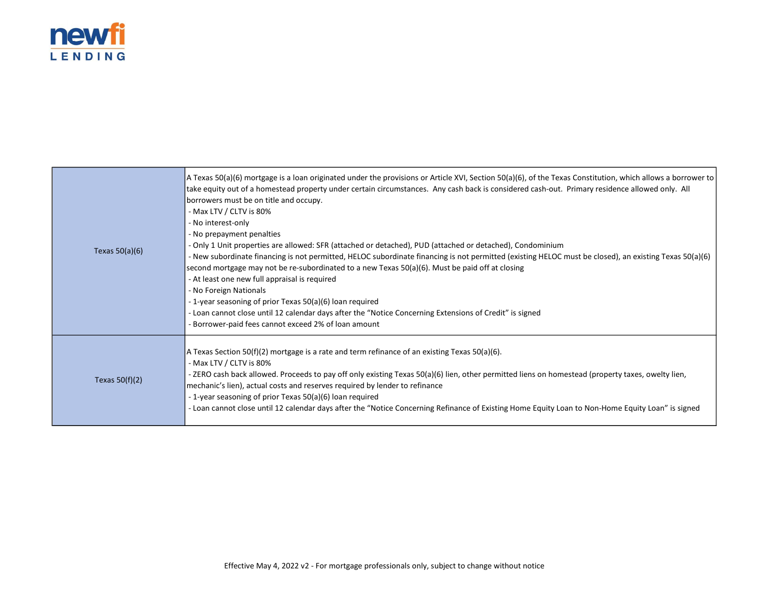| | |
|---|---|
| Texas 50(a)(6) | A Texas 50(a)(6) mortgage is a loan originated under the provisions or Article XVI, Section 50(a)(6), of the Texas Constitution, which allows a borrower to take equity out of a homestead property under certain circumstances. Any cash back is considered cash-out. Primary residence allowed only. All borrowers must be on title and occupy.<br>- Max LTV / CLTV is 80%<br>- No interest-only<br>- No prepayment penalties<br>- Only 1 Unit properties are allowed: SFR (attached or detached), PUD (attached or detached), Condominium<br>- New subordinate financing is not permitted, HELOC subordinate financing is not permitted (existing HELOC must be closed), an existing Texas 50(a)(6) second mortgage may not be re-subordinated to a new Texas 50(a)(6). Must be paid off at closing<br>- At least one new full appraisal is required<br>- No Foreign Nationals<br>- 1-year seasoning of prior Texas 50(a)(6) loan required<br>- Loan cannot close until 12 calendar days after the "Notice Concerning Extensions of Credit" is signed<br>- Borrower-paid fees cannot exceed 2% of loan amount |
| Texas 50(f)(2) | A Texas Section 50(f)(2) mortgage is a rate and term refinance of an existing Texas 50(a)(6).<br>- Max LTV / CLTV is 80%<br>- ZERO cash back allowed. Proceeds to pay off only existing Texas 50(a)(6) lien, other permitted liens on homestead (property taxes, owelty lien, mechanic's lien), actual costs and reserves required by lender to refinance<br>- 1-year seasoning of prior Texas 50(a)(6) loan required<br>- Loan cannot close until 12 calendar days after the "Notice Concerning Refinance of Existing Home Equity Loan to Non-Home Equity Loan" is signed |

Effective May 4, 2022 v2 - For mortgage professionals only, subject to change without notice